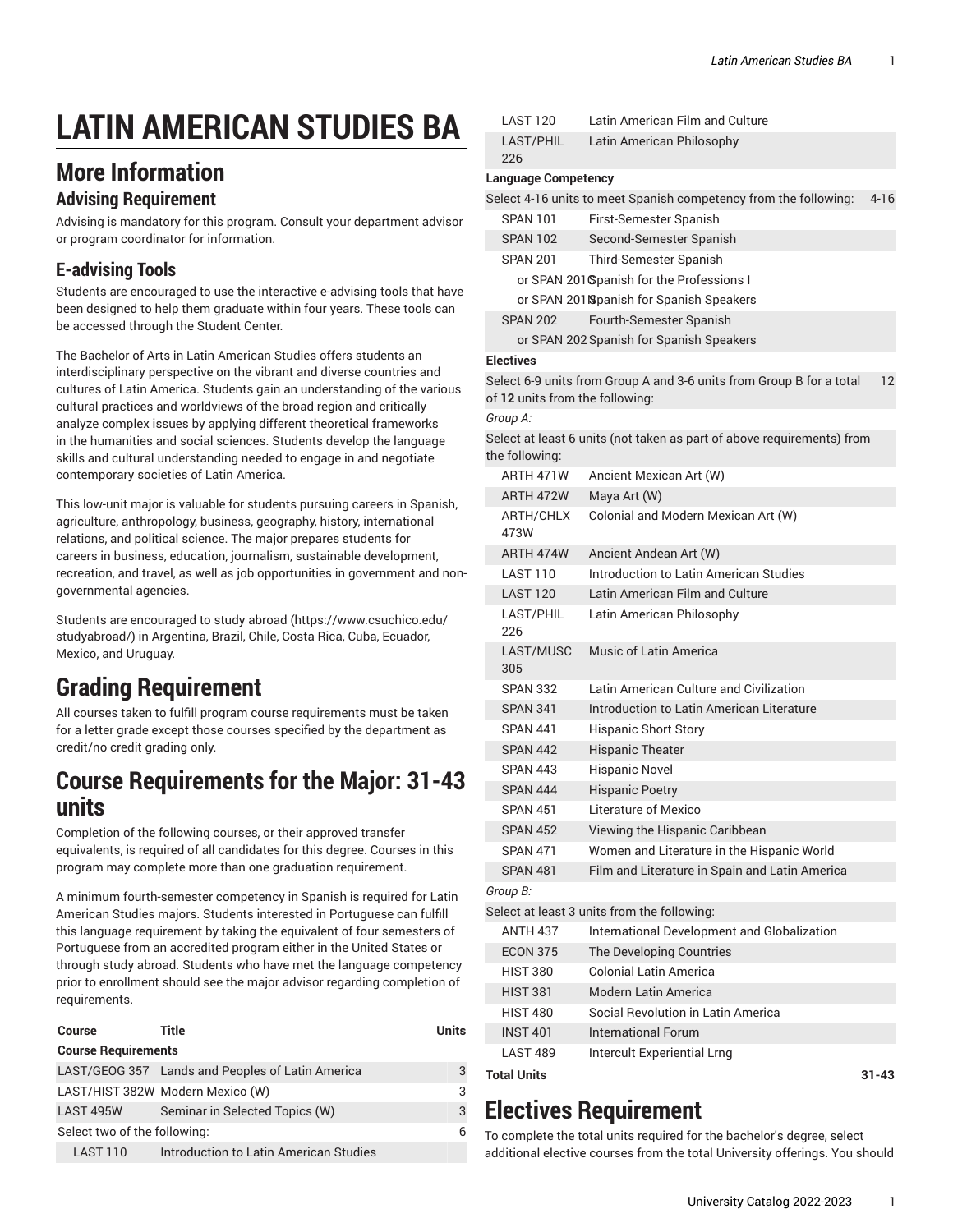# LATIN AMERICAN STUDIES BA

## More Information

### Advising Requirement

Advising is mandatory for this program. Consult your department advisor or program coordinator for information.

### E-advising Tools

Students are encouraged to use the interactive e-advising tools that have been designed to help them graduate within four years. These tools can be accessed through the Student Center.

The Bachelor of Arts in Latin American Studies offers students an interdisciplinary perspective on the vibrant and diverse countries and cultures of Latin America. Students gain an understanding of the various cultural practices and worldviews of the broad region and critically analyze complex issues by applying different theoretical frameworks in the humanities and social sciences. Students develop the language skills and cultural understanding needed to engage in and negotiate contemporary societies of Latin America.

This low-unit major is valuable for students pursuing careers in Spanish, agriculture, anthropology, business, geography, history, international relations, and political science. The major prepares students for careers in business, education, journalism, sustainable development, recreation, and travel, as well as job opportunities in government and non-governmental agencies.

Students are encouraged to study abroad (https://www.csuchico.edu/studyabroad/) in Argentina, Brazil, Chile, Costa Rica, Cuba, Ecuador, Mexico, and Uruguay.

# Grading Requirement

All courses taken to fulfill program course requirements must be taken for a letter grade except those courses specified by the department as credit/no credit grading only.

# Course Requirements for the Major: 31-43 units

Completion of the following courses, or their approved transfer equivalents, is required of all candidates for this degree. Courses in this program may complete more than one graduation requirement.

A minimum fourth-semester competency in Spanish is required for Latin American Studies majors. Students interested in Portuguese can fulfill this language requirement by taking the equivalent of four semesters of Portuguese from an accredited program either in the United States or through study abroad. Students who have met the language competency prior to enrollment should see the major advisor regarding completion of requirements.

| Course | Title | Units |
|---|---|---|
| **Course Requirements** | | |
| LAST/GEOG 357 | Lands and Peoples of Latin America | 3 |
| LAST/HIST 382W | Modern Mexico (W) | 3 |
| LAST 495W | Seminar in Selected Topics (W) | 3 |
| Select two of the following: | | 6 |
| LAST 110 | Introduction to Latin American Studies | |
| LAST 120 | Latin American Film and Culture | |
| LAST/PHIL 226 | Latin American Philosophy | |
| **Language Competency** | | |
| Select 4-16 units to meet Spanish competency from the following: | | 4-16 |
| SPAN 101 | First-Semester Spanish | |
| SPAN 102 | Second-Semester Spanish | |
| SPAN 201 | Third-Semester Spanish | |
| or SPAN 201S | Spanish for the Professions I | |
| or SPAN 201N | Spanish for Spanish Speakers | |
| SPAN 202 | Fourth-Semester Spanish | |
| or SPAN 202 | Spanish for Spanish Speakers | |
| **Electives** | | |
| Select 6-9 units from Group A and 3-6 units from Group B for a total of **12** units from the following: | | 12 |
| *Group A:* | | |
| Select at least 6 units (not taken as part of above requirements) from the following: | | |
| ARTH 471W | Ancient Mexican Art (W) | |
| ARTH 472W | Maya Art (W) | |
| ARTH/CHLX 473W | Colonial and Modern Mexican Art (W) | |
| ARTH 474W | Ancient Andean Art (W) | |
| LAST 110 | Introduction to Latin American Studies | |
| LAST 120 | Latin American Film and Culture | |
| LAST/PHIL 226 | Latin American Philosophy | |
| LAST/MUSC 305 | Music of Latin America | |
| SPAN 332 | Latin American Culture and Civilization | |
| SPAN 341 | Introduction to Latin American Literature | |
| SPAN 441 | Hispanic Short Story | |
| SPAN 442 | Hispanic Theater | |
| SPAN 443 | Hispanic Novel | |
| SPAN 444 | Hispanic Poetry | |
| SPAN 451 | Literature of Mexico | |
| SPAN 452 | Viewing the Hispanic Caribbean | |
| SPAN 471 | Women and Literature in the Hispanic World | |
| SPAN 481 | Film and Literature in Spain and Latin America | |
| *Group B:* | | |
| Select at least 3 units from the following: | | |
| ANTH 437 | International Development and Globalization | |
| ECON 375 | The Developing Countries | |
| HIST 380 | Colonial Latin America | |
| HIST 381 | Modern Latin America | |
| HIST 480 | Social Revolution in Latin America | |
| INST 401 | International Forum | |
| LAST 489 | Intercult Experiential Lrng | |
| **Total Units** | | **31-43** |

# Electives Requirement

To complete the total units required for the bachelor's degree, select additional elective courses from the total University offerings. You should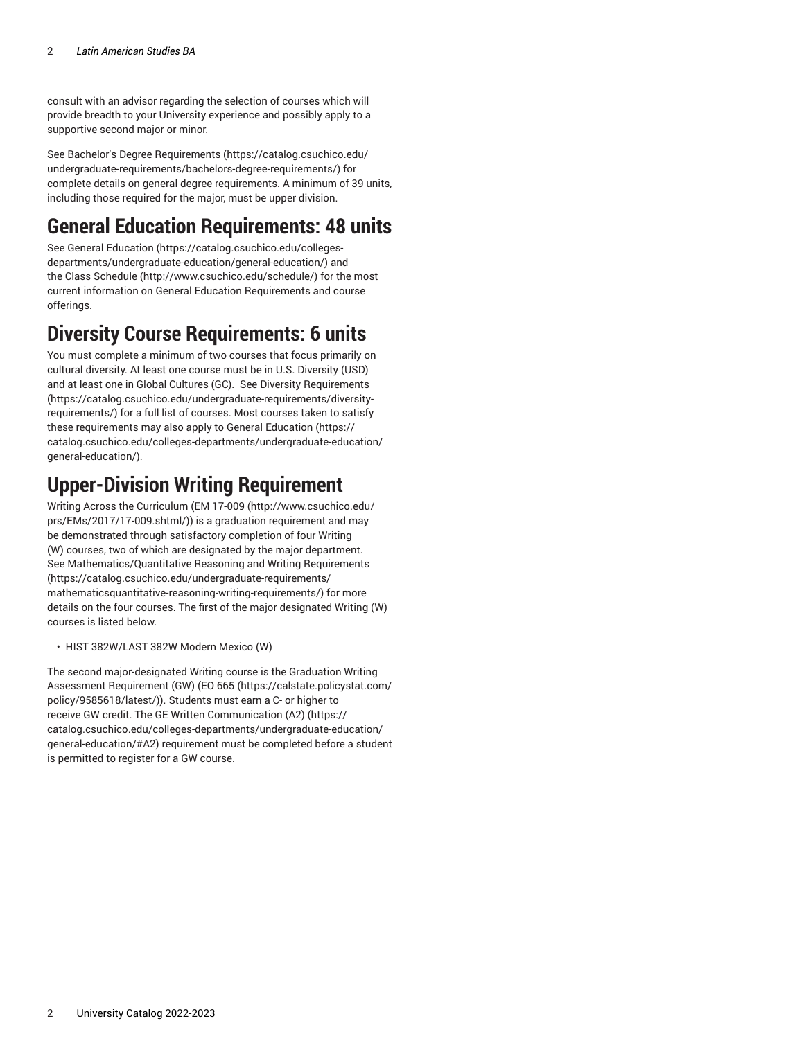consult with an advisor regarding the selection of courses which will provide breadth to your University experience and possibly apply to a supportive second major or minor.

See Bachelor's Degree Requirements (https://catalog.csuchico.edu/undergraduate-requirements/bachelors-degree-requirements/) for complete details on general degree requirements. A minimum of 39 units, including those required for the major, must be upper division.

# General Education Requirements: 48 units

See General Education (https://catalog.csuchico.edu/colleges-departments/undergraduate-education/general-education/) and the Class Schedule (http://www.csuchico.edu/schedule/) for the most current information on General Education Requirements and course offerings.

# Diversity Course Requirements: 6 units

You must complete a minimum of two courses that focus primarily on cultural diversity. At least one course must be in U.S. Diversity (USD) and at least one in Global Cultures (GC). See Diversity Requirements (https://catalog.csuchico.edu/undergraduate-requirements/diversity-requirements/) for a full list of courses. Most courses taken to satisfy these requirements may also apply to General Education (https://catalog.csuchico.edu/colleges-departments/undergraduate-education/general-education/).

# Upper-Division Writing Requirement

Writing Across the Curriculum (EM 17-009 (http://www.csuchico.edu/prs/EMs/2017/17-009.shtml/)) is a graduation requirement and may be demonstrated through satisfactory completion of four Writing (W) courses, two of which are designated by the major department. See Mathematics/Quantitative Reasoning and Writing Requirements (https://catalog.csuchico.edu/undergraduate-requirements/mathematicsquantitative-reasoning-writing-requirements/) for more details on the four courses. The first of the major designated Writing (W) courses is listed below.

- HIST 382W/LAST 382W Modern Mexico (W)

The second major-designated Writing course is the Graduation Writing Assessment Requirement (GW) (EO 665 (https://calstate.policystat.com/policy/9585618/latest/)). Students must earn a C- or higher to receive GW credit. The GE Written Communication (A2) (https://catalog.csuchico.edu/colleges-departments/undergraduate-education/general-education/#A2) requirement must be completed before a student is permitted to register for a GW course.